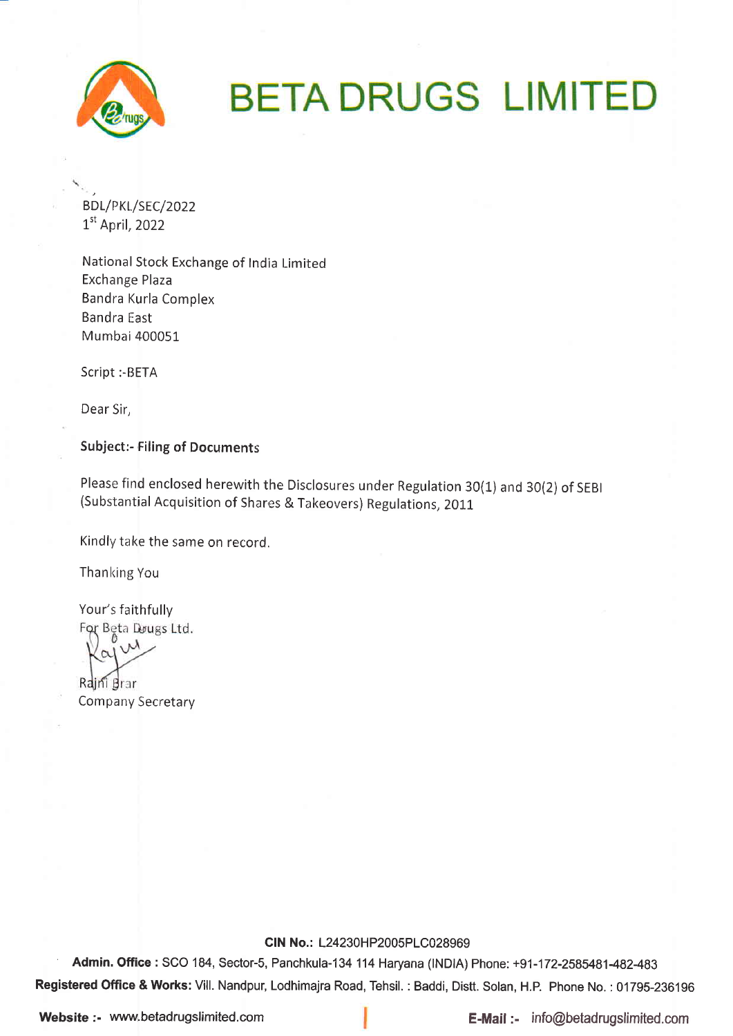# BETA DRUGS LIMITED

BDL/PKL/SEC/2022
1st April, 2022

National Stock Exchange of India Limited
Exchange Plaza
Bandra Kurla Complex
Bandra East
Mumbai 400051

Script :-BETA

Dear Sir,

**Subject:- Filing of Documents**

Please find enclosed herewith the Disclosures under Regulation 30(1) and 30(2) of SEBI (Substantial Acquisition of Shares & Takeovers) Regulations, 2011

Kindly take the same on record.

Thanking You

Your's faithfully
For Beta Drugs Ltd.

Rajni Brar
Company Secretary

**CIN No.:** L24230HP2005PLC028969

**Admin. Office :** SCO 184, Sector-5, Panchkula-134 114 Haryana (INDIA) Phone: +91-172-2585481-482-483

**Registered Office & Works:** Vill. Nandpur, Lodhimajra Road, Tehsil. : Baddi, Distt. Solan, H.P. Phone No. : 01795-236196

**Website :-** www.betadrugslimited.com **E-Mail :-** info@betadrugslimited.com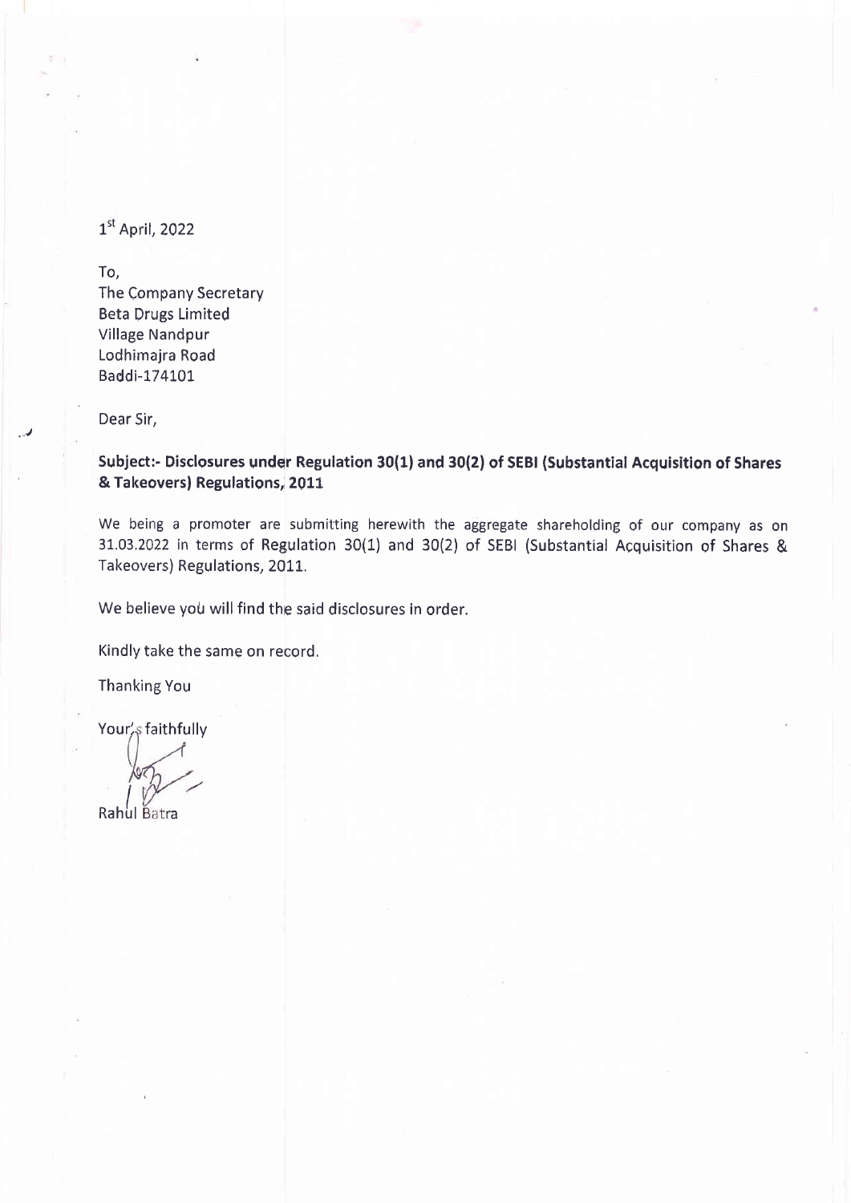1[st] April, 2022

To,
The Company Secretary
Beta Drugs Limited
Village Nandpur
Lodhimajra Road
Baddi-174101

Dear Sir,

**Subject:- Disclosures under Regulation 30(1) and 30(2) of SEBI (Substantial Acquisition of Shares & Takeovers) Regulations, 2011**

We being a promoter are submitting herewith the aggregate shareholding of our company as on 31.03.2022 in terms of Regulation 30(1) and 30(2) of SEBI (Substantial Acquisition of Shares & Takeovers) Regulations, 2011.

We believe you will find the said disclosures in order.

Kindly take the same on record.

Thanking You

Your's faithfully

Rahul Batra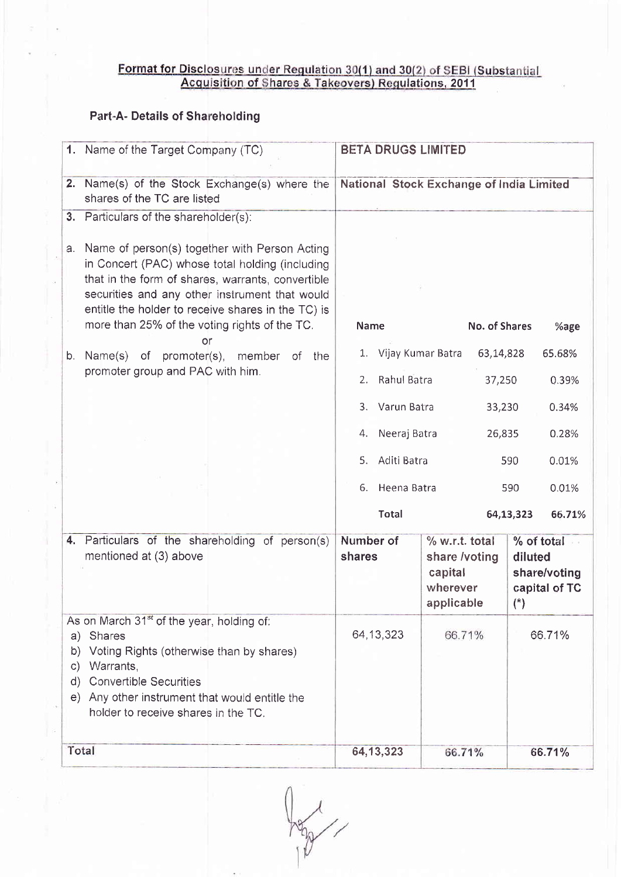## Format for Disclosures under Regulation 30(1) and 30(2) of SEBI (Substantial Acquisition of Shares & Takeovers) Regulations, 2011

### Part-A- Details of Shareholding

| | | | |
|---|---|---|---|
| 1. Name of the Target Company (TC) | **BETA DRUGS LIMITED** | | |
| 2. Name(s) of the Stock Exchange(s) where the shares of the TC are listed | **National Stock Exchange of India Limited** | | |
| 3. Particulars of the shareholder(s):<br><br>a. Name of person(s) together with Person Acting in Concert (PAC) whose total holding (including that in the form of shares, warrants, convertible securities and any other instrument that would entitle the holder to receive shares in the TC) is more than 25% of the voting rights of the TC.<br>or<br>b. Name(s) of promoter(s), member of the promoter group and PAC with him. | **Name** \| **No. of Shares** \| **%age**<br>1. Vijay Kumar Batra \| 63,14,828 \| 65.68%<br>2. Rahul Batra \| 37,250 \| 0.39%<br>3. Varun Batra \| 33,230 \| 0.34%<br>4. Neeraj Batra \| 26,835 \| 0.28%<br>5. Aditi Batra \| 590 \| 0.01%<br>6. Heena Batra \| 590 \| 0.01%<br>**Total** \| **64,13,323** \| **66.71%** | | |
| 4. Particulars of the shareholding of person(s) mentioned at (3) above | **Number of shares** | **% w.r.t. total share /voting capital wherever applicable** | **% of total diluted share/voting capital of TC (*)** |
| As on March 31st of the year, holding of:<br>a) Shares<br>b) Voting Rights (otherwise than by shares)<br>c) Warrants,<br>d) Convertible Securities<br>e) Any other instrument that would entitle the holder to receive shares in the TC. | 64,13,323 | 66.71% | 66.71% |
| Total | **64,13,323** | **66.71%** | **66.71%** |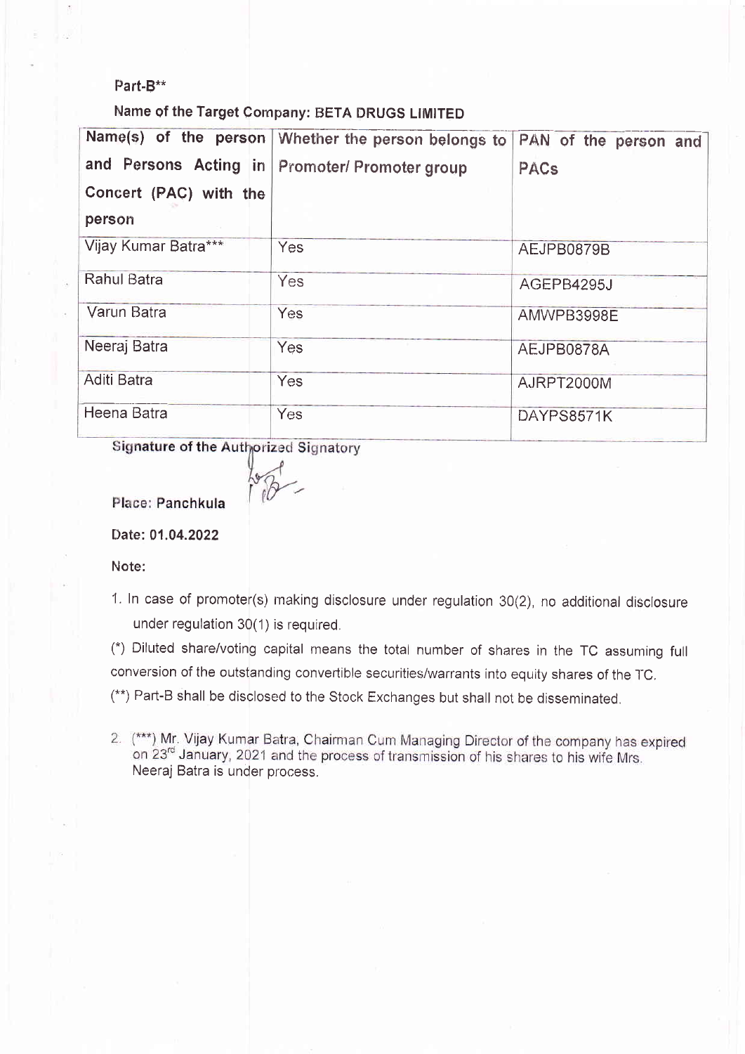Part-B**

Name of the Target Company: BETA DRUGS LIMITED

| Name(s) of the person and Persons Acting in Concert (PAC) with the person | Whether the person belongs to Promoter/ Promoter group | PAN of the person and PACs |
|---|---|---|
| Vijay Kumar Batra*** | Yes | AEJPB0879B |
| Rahul Batra | Yes | AGEPB4295J |
| Varun Batra | Yes | AMWPB3998E |
| Neeraj Batra | Yes | AEJPB0878A |
| Aditi Batra | Yes | AJRPT2000M |
| Heena Batra | Yes | DAYPS8571K |

**Signature of the Authorized Signatory**

**Place: Panchkula**

**Date: 01.04.2022**

**Note:**

1. In case of promoter(s) making disclosure under regulation 30(2), no additional disclosure under regulation 30(1) is required.

(*) Diluted share/voting capital means the total number of shares in the TC assuming full conversion of the outstanding convertible securities/warrants into equity shares of the TC.

(**) Part-B shall be disclosed to the Stock Exchanges but shall not be disseminated.

2. (***) Mr. Vijay Kumar Batra, Chairman Cum Managing Director of the company has expired on 23rd January, 2021 and the process of transmission of his shares to his wife Mrs. Neeraj Batra is under process.